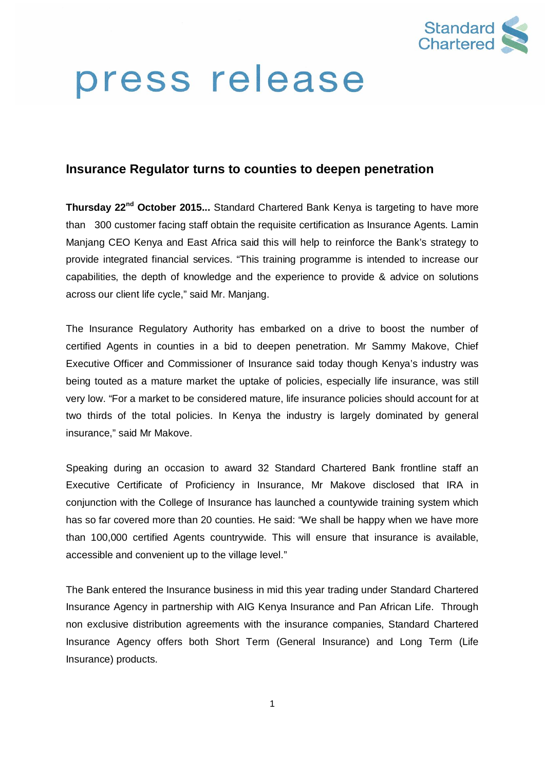Standard Chartered

# press release

## Insurance Regulator turns to counties to deepen penetration

**Thursday 22nd October 2015...** Standard Chartered Bank Kenya is targeting to have more than 300 customer facing staff obtain the requisite certification as Insurance Agents. Lamin Manjang CEO Kenya and East Africa said this will help to reinforce the Bank's strategy to provide integrated financial services. "This training programme is intended to increase our capabilities, the depth of knowledge and the experience to provide & advice on solutions across our client life cycle," said Mr. Manjang.

The Insurance Regulatory Authority has embarked on a drive to boost the number of certified Agents in counties in a bid to deepen penetration. Mr Sammy Makove, Chief Executive Officer and Commissioner of Insurance said today though Kenya's industry was being touted as a mature market the uptake of policies, especially life insurance, was still very low. "For a market to be considered mature, life insurance policies should account for at two thirds of the total policies. In Kenya the industry is largely dominated by general insurance," said Mr Makove.

Speaking during an occasion to award 32 Standard Chartered Bank frontline staff an Executive Certificate of Proficiency in Insurance, Mr Makove disclosed that IRA in conjunction with the College of Insurance has launched a countywide training system which has so far covered more than 20 counties. He said: "We shall be happy when we have more than 100,000 certified Agents countrywide. This will ensure that insurance is available, accessible and convenient up to the village level."

The Bank entered the Insurance business in mid this year trading under Standard Chartered Insurance Agency in partnership with AIG Kenya Insurance and Pan African Life. Through non exclusive distribution agreements with the insurance companies, Standard Chartered Insurance Agency offers both Short Term (General Insurance) and Long Term (Life Insurance) products.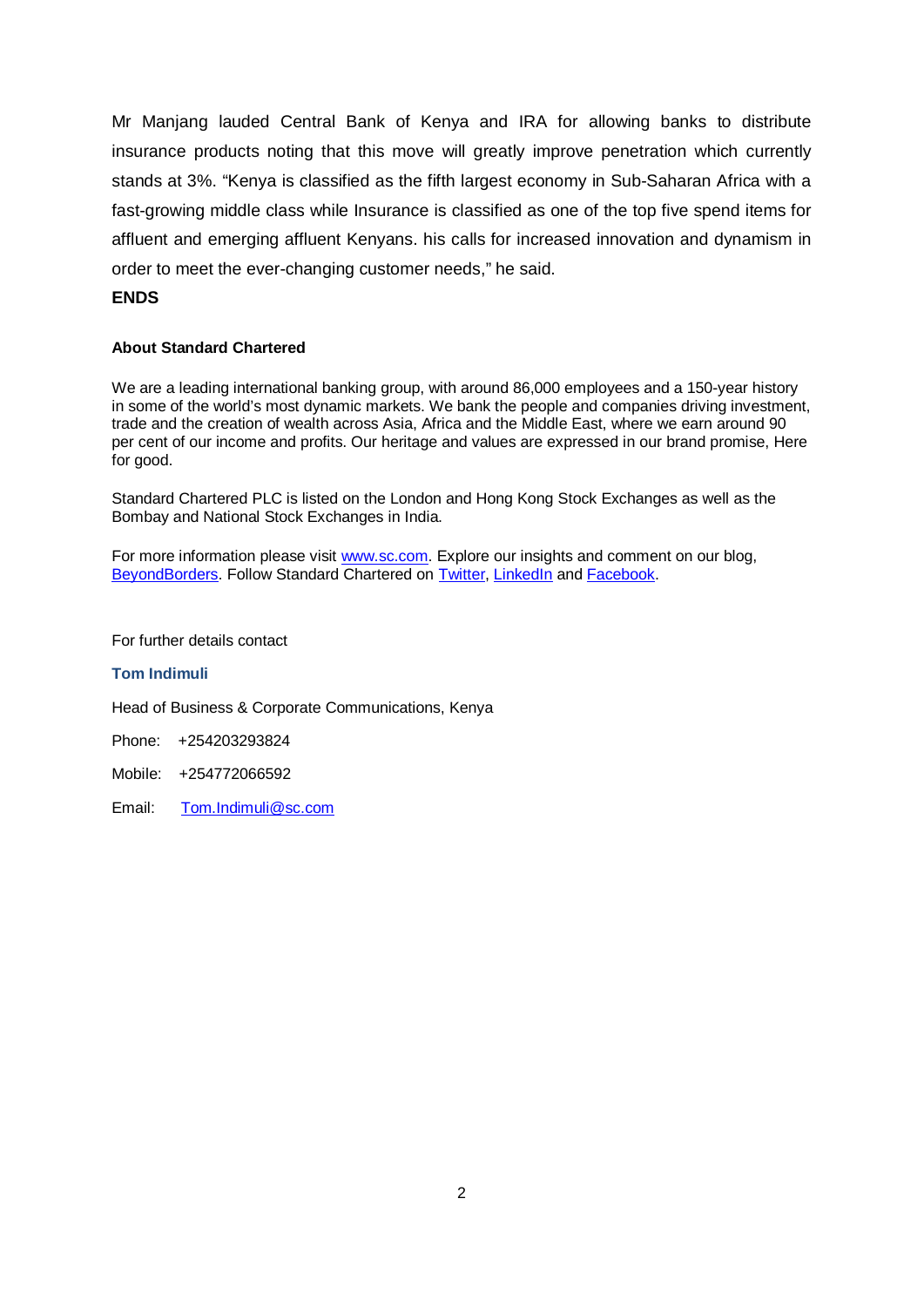Mr Manjang lauded Central Bank of Kenya and IRA for allowing banks to distribute insurance products noting that this move will greatly improve penetration which currently stands at 3%. "Kenya is classified as the fifth largest economy in Sub-Saharan Africa with a fast-growing middle class while Insurance is classified as one of the top five spend items for affluent and emerging affluent Kenyans. his calls for increased innovation and dynamism in order to meet the ever-changing customer needs," he said.

**ENDS**

**About Standard Chartered**

We are a leading international banking group, with around 86,000 employees and a 150-year history in some of the world's most dynamic markets. We bank the people and companies driving investment, trade and the creation of wealth across Asia, Africa and the Middle East, where we earn around 90 per cent of our income and profits. Our heritage and values are expressed in our brand promise, Here for good.

Standard Chartered PLC is listed on the London and Hong Kong Stock Exchanges as well as the Bombay and National Stock Exchanges in India.

For more information please visit [www.sc.com](http://www.sc.com). Explore our insights and comment on our blog, BeyondBorders. Follow Standard Chartered on Twitter, LinkedIn and Facebook.

For further details contact

**Tom Indimuli**

Head of Business & Corporate Communications, Kenya

Phone: +254203293824

Mobile: +254772066592

Email: Tom.Indimuli@sc.com